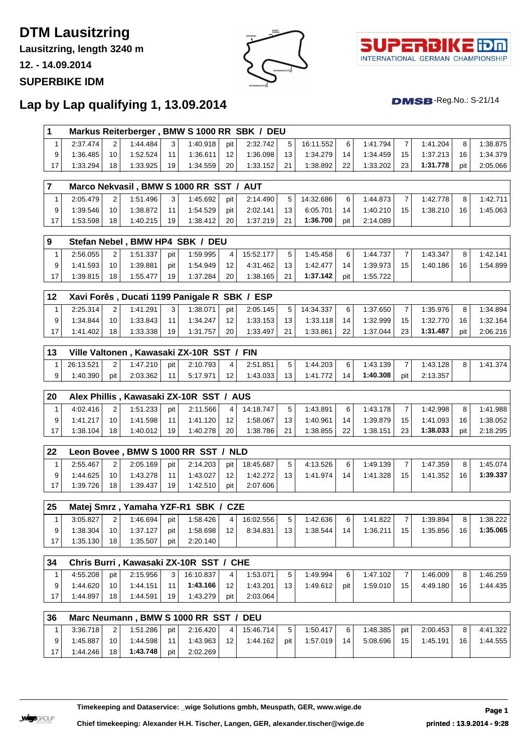# DTM Lausitzring

**Lausitzring, length 3240 m**

**12. - 14.09.2014**

**SUPERBIKE IDM**

## Lap by Lap qualifying 1, 13.09.2014

DMSB-Reg.No.: S-21/14

### 1 Markus Reiterberger , BMW S 1000 RR SBK / DEU

| | | | | | | | | | | | | | | | |
|---|---|---|---|---|---|---|---|---|---|---|---|---|---|---|---|
| 1 | 2:37.474 | 2 | 1:44.484 | 3 | 1:40.918 | pit | 2:32.742 | 5 | 16:11.552 | 6 | 1:41.794 | 7 | 1:41.204 | 8 | 1:38.875 |
| 9 | 1:36.485 | 10 | 1:52.524 | 11 | 1:36.611 | 12 | 1:36.098 | 13 | 1:34.279 | 14 | 1:34.459 | 15 | 1:37.213 | 16 | 1:34.379 |
| 17 | 1:33.294 | 18 | 1:33.925 | 19 | 1:34.559 | 20 | 1:33.152 | 21 | 1:38.892 | 22 | 1:33.202 | 23 | **1:31.778** | pit | 2:05.066 |

### 7 Marco Nekvasil , BMW S 1000 RR SST / AUT

| | | | | | | | | | | | | | | | |
|---|---|---|---|---|---|---|---|---|---|---|---|---|---|---|---|
| 1 | 2:05.479 | 2 | 1:51.496 | 3 | 1:45.692 | pit | 2:14.490 | 5 | 14:32.686 | 6 | 1:44.873 | 7 | 1:42.778 | 8 | 1:42.711 |
| 9 | 1:39.546 | 10 | 1:38.872 | 11 | 1:54.529 | pit | 2:02.141 | 13 | 6:05.701 | 14 | 1:40.210 | 15 | 1:38.210 | 16 | 1:45.063 |
| 17 | 1:53.598 | 18 | 1:40.215 | 19 | 1:38.412 | 20 | 1:37.219 | 21 | **1:36.700** | pit | 2:14.089 | | | | |

### 9 Stefan Nebel , BMW HP4 SBK / DEU

| | | | | | | | | | | | | | | | |
|---|---|---|---|---|---|---|---|---|---|---|---|---|---|---|---|
| 1 | 2:56.055 | 2 | 1:51.337 | pit | 1:59.995 | 4 | 15:52.177 | 5 | 1:45.458 | 6 | 1:44.737 | 7 | 1:43.347 | 8 | 1:42.141 |
| 9 | 1:41.593 | 10 | 1:39.881 | pit | 1:54.949 | 12 | 4:31.462 | 13 | 1:42.477 | 14 | 1:39.973 | 15 | 1:40.186 | 16 | 1:54.899 |
| 17 | 1:39.815 | 18 | 1:55.477 | 19 | 1:37.284 | 20 | 1:38.165 | 21 | **1:37.142** | pit | 1:55.722 | | | | |

### 12 Xavi Forês , Ducati 1199 Panigale R SBK / ESP

| | | | | | | | | | | | | | | | |
|---|---|---|---|---|---|---|---|---|---|---|---|---|---|---|---|
| 1 | 2:25.314 | 2 | 1:41.291 | 3 | 1:38.071 | pit | 2:05.145 | 5 | 14:34.337 | 6 | 1:37.650 | 7 | 1:35.976 | 8 | 1:34.894 |
| 9 | 1:34.844 | 10 | 1:33.843 | 11 | 1:34.247 | 12 | 1:33.153 | 13 | 1:33.118 | 14 | 1:32.999 | 15 | 1:32.770 | 16 | 1:32.164 |
| 17 | 1:41.402 | 18 | 1:33.338 | 19 | 1:31.757 | 20 | 1:33.497 | 21 | 1:33.861 | 22 | 1:37.044 | 23 | **1:31.487** | pit | 2:06.216 |

### 13 Ville Valtonen , Kawasaki ZX-10R SST / FIN

| | | | | | | | | | | | | | | | |
|---|---|---|---|---|---|---|---|---|---|---|---|---|---|---|---|
| 1 | 26:13.521 | 2 | 1:47.210 | pit | 2:10.793 | 4 | 2:51.851 | 5 | 1:44.203 | 6 | 1:43.139 | 7 | 1:43.128 | 8 | 1:41.374 |
| 9 | 1:40.390 | pit | 2:03.362 | 11 | 5:17.971 | 12 | 1:43.033 | 13 | 1:41.772 | 14 | **1:40.308** | pit | 2:13.357 | | |

### 20 Alex Phillis , Kawasaki ZX-10R SST / AUS

| | | | | | | | | | | | | | | | |
|---|---|---|---|---|---|---|---|---|---|---|---|---|---|---|---|
| 1 | 4:02.416 | 2 | 1:51.233 | pit | 2:11.566 | 4 | 14:18.747 | 5 | 1:43.891 | 6 | 1:43.178 | 7 | 1:42.998 | 8 | 1:41.988 |
| 9 | 1:41.217 | 10 | 1:41.598 | 11 | 1:41.120 | 12 | 1:58.067 | 13 | 1:40.961 | 14 | 1:39.879 | 15 | 1:41.093 | 16 | 1:38.052 |
| 17 | 1:38.104 | 18 | 1:40.012 | 19 | 1:40.278 | 20 | 1:38.786 | 21 | 1:38.855 | 22 | 1:38.151 | 23 | **1:38.033** | pit | 2:18.295 |

### 22 Leon Bovee , BMW S 1000 RR SST / NLD

| | | | | | | | | | | | | | | | |
|---|---|---|---|---|---|---|---|---|---|---|---|---|---|---|---|
| 1 | 2:55.467 | 2 | 2:05.169 | pit | 2:14.203 | pit | 18:45.687 | 5 | 4:13.526 | 6 | 1:49.139 | 7 | 1:47.359 | 8 | 1:45.074 |
| 9 | 1:44.625 | 10 | 1:43.278 | 11 | 1:43.027 | 12 | 1:42.272 | 13 | 1:41.974 | 14 | 1:41.328 | 15 | 1:41.352 | 16 | **1:39.337** |
| 17 | 1:39.726 | 18 | 1:39.437 | 19 | 1:42.510 | pit | 2:07.606 | | | | | | | | |

### 25 Matej Smrz , Yamaha YZF-R1 SBK / CZE

| | | | | | | | | | | | | | | | |
|---|---|---|---|---|---|---|---|---|---|---|---|---|---|---|---|
| 1 | 3:05.827 | 2 | 1:46.694 | pit | 1:58.426 | 4 | 16:02.556 | 5 | 1:42.636 | 6 | 1:41.822 | 7 | 1:39.894 | 8 | 1:38.222 |
| 9 | 1:38.304 | 10 | 1:37.127 | pit | 1:58.698 | 12 | 8:34.831 | 13 | 1:38.544 | 14 | 1:36.211 | 15 | 1:35.856 | 16 | **1:35.065** |
| 17 | 1:35.130 | 18 | 1:35.507 | pit | 2:20.140 | | | | | | | | | | |

### 34 Chris Burri , Kawasaki ZX-10R SST / CHE

| | | | | | | | | | | | | | | | |
|---|---|---|---|---|---|---|---|---|---|---|---|---|---|---|---|
| 1 | 4:55.208 | pit | 2:15.956 | 3 | 16:10.837 | 4 | 1:53.071 | 5 | 1:49.994 | 6 | 1:47.102 | 7 | 1:46.009 | 8 | 1:46.259 |
| 9 | 1:44.620 | 10 | 1:44.151 | 11 | **1:43.166** | 12 | 1:43.201 | 13 | 1:49.612 | pit | 1:59.010 | 15 | 4:49.180 | 16 | 1:44.435 |
| 17 | 1:44.897 | 18 | 1:44.591 | 19 | 1:43.279 | pit | 2:03.064 | | | | | | | | |

### 36 Marc Neumann , BMW S 1000 RR SST / DEU

| | | | | | | | | | | | | | | | |
|---|---|---|---|---|---|---|---|---|---|---|---|---|---|---|---|
| 1 | 3:36.718 | 2 | 1:51.286 | pit | 2:16.420 | 4 | 15:46.714 | 5 | 1:50.417 | 6 | 1:48.385 | pit | 2:00.453 | 8 | 4:41.322 |
| 9 | 1:45.887 | 10 | 1:44.598 | 11 | 1:43.963 | 12 | 1:44.162 | pit | 1:57.019 | 14 | 5:08.696 | 15 | 1:45.191 | 16 | 1:44.555 |
| 17 | 1:44.246 | 18 | **1:43.748** | pit | 2:02.269 | | | | | | | | | | |

**Timekeeping and Dataservice: _wige Solutions gmbh, Meuspath, GER, www.wige.de**

**Chief timekeeping: Alexander H.H. Tischer, Langen, GER, alexander.tischer@wige.de**

**printed : 13.9.2014 - 9:28**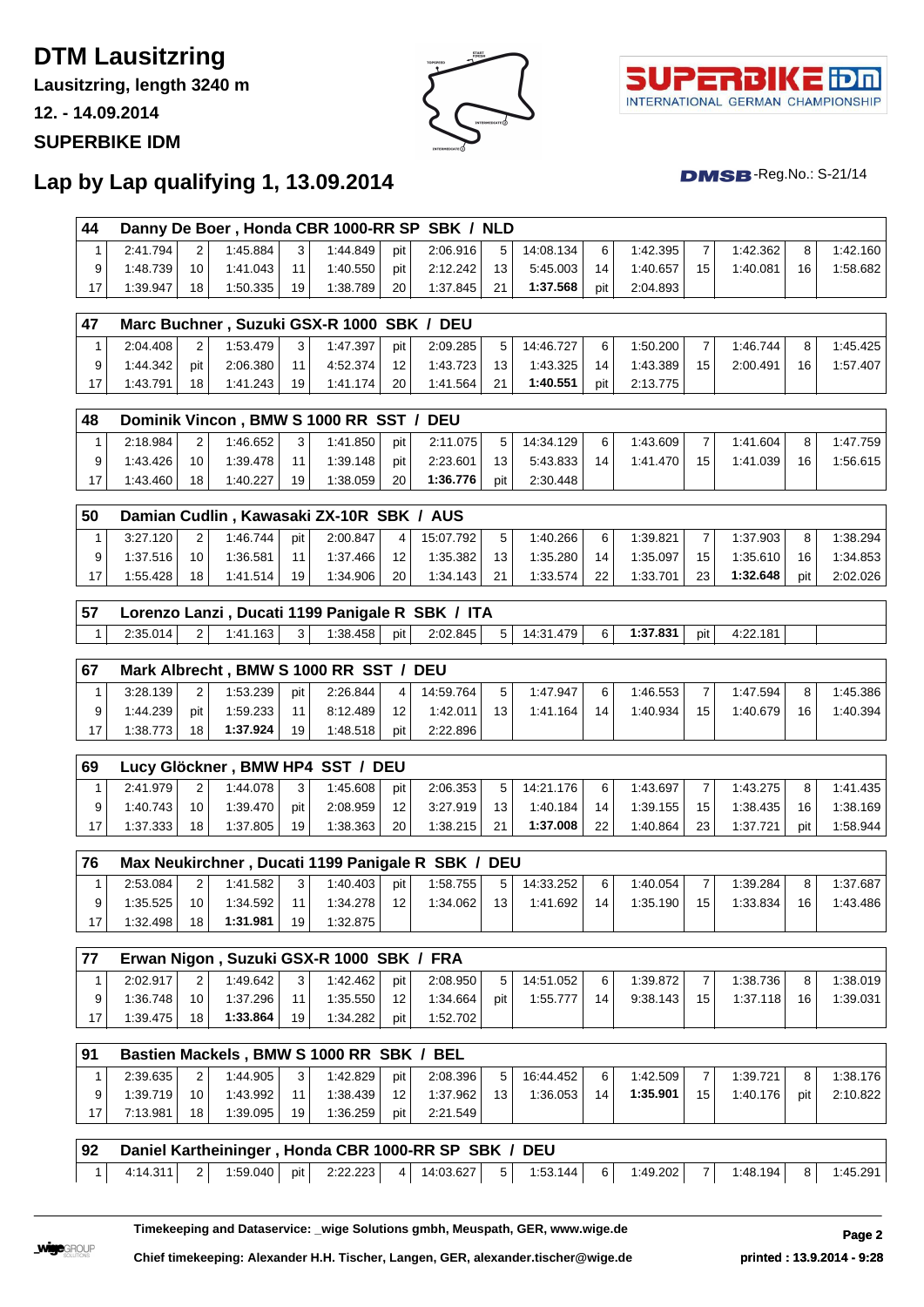# DTM Lausitzring

**Lausitzring, length 3240 m**

**12. - 14.09.2014**

**SUPERBIKE IDM**

## Lap by Lap qualifying 1, 13.09.2014

DMSB-Reg.No.: S-21/14

### 44 Danny De Boer , Honda CBR 1000-RR SP SBK / NLD

| | | | | | | | | | | | | | | | |
|---|---|---|---|---|---|---|---|---|---|---|---|---|---|---|---|
| 1 | 2:41.794 | 2 | 1:45.884 | 3 | 1:44.849 | pit | 2:06.916 | 5 | 14:08.134 | 6 | 1:42.395 | 7 | 1:42.362 | 8 | 1:42.160 |
| 9 | 1:48.739 | 10 | 1:41.043 | 11 | 1:40.550 | pit | 2:12.242 | 13 | 5:45.003 | 14 | 1:40.657 | 15 | 1:40.081 | 16 | 1:58.682 |
| 17 | 1:39.947 | 18 | 1:50.335 | 19 | 1:38.789 | 20 | 1:37.845 | 21 | **1:37.568** | pit | 2:04.893 | | | | |

### 47 Marc Buchner , Suzuki GSX-R 1000 SBK / DEU

| | | | | | | | | | | | | | | | |
|---|---|---|---|---|---|---|---|---|---|---|---|---|---|---|---|
| 1 | 2:04.408 | 2 | 1:53.479 | 3 | 1:47.397 | pit | 2:09.285 | 5 | 14:46.727 | 6 | 1:50.200 | 7 | 1:46.744 | 8 | 1:45.425 |
| 9 | 1:44.342 | pit | 2:06.380 | 11 | 4:52.374 | 12 | 1:43.723 | 13 | 1:43.325 | 14 | 1:43.389 | 15 | 2:00.491 | 16 | 1:57.407 |
| 17 | 1:43.791 | 18 | 1:41.243 | 19 | 1:41.174 | 20 | 1:41.564 | 21 | **1:40.551** | pit | 2:13.775 | | | | |

### 48 Dominik Vincon , BMW S 1000 RR SST / DEU

| | | | | | | | | | | | | | | | |
|---|---|---|---|---|---|---|---|---|---|---|---|---|---|---|---|
| 1 | 2:18.984 | 2 | 1:46.652 | 3 | 1:41.850 | pit | 2:11.075 | 5 | 14:34.129 | 6 | 1:43.609 | 7 | 1:41.604 | 8 | 1:47.759 |
| 9 | 1:43.426 | 10 | 1:39.478 | 11 | 1:39.148 | pit | 2:23.601 | 13 | 5:43.833 | 14 | 1:41.470 | 15 | 1:41.039 | 16 | 1:56.615 |
| 17 | 1:43.460 | 18 | 1:40.227 | 19 | 1:38.059 | 20 | **1:36.776** | pit | 2:30.448 | | | | | | |

### 50 Damian Cudlin , Kawasaki ZX-10R SBK / AUS

| | | | | | | | | | | | | | | | |
|---|---|---|---|---|---|---|---|---|---|---|---|---|---|---|---|
| 1 | 3:27.120 | 2 | 1:46.744 | pit | 2:00.847 | 4 | 15:07.792 | 5 | 1:40.266 | 6 | 1:39.821 | 7 | 1:37.903 | 8 | 1:38.294 |
| 9 | 1:37.516 | 10 | 1:36.581 | 11 | 1:37.466 | 12 | 1:35.382 | 13 | 1:35.280 | 14 | 1:35.097 | 15 | 1:35.610 | 16 | 1:34.853 |
| 17 | 1:55.428 | 18 | 1:41.514 | 19 | 1:34.906 | 20 | 1:34.143 | 21 | 1:33.574 | 22 | 1:33.701 | 23 | **1:32.648** | pit | 2:02.026 |

### 57 Lorenzo Lanzi , Ducati 1199 Panigale R SBK / ITA

| | | | | | | | | | | | | | | | |
|---|---|---|---|---|---|---|---|---|---|---|---|---|---|---|---|
| 1 | 2:35.014 | 2 | 1:41.163 | 3 | 1:38.458 | pit | 2:02.845 | 5 | 14:31.479 | 6 | **1:37.831** | pit | 4:22.181 | | |

### 67 Mark Albrecht , BMW S 1000 RR SST / DEU

| | | | | | | | | | | | | | | | |
|---|---|---|---|---|---|---|---|---|---|---|---|---|---|---|---|
| 1 | 3:28.139 | 2 | 1:53.239 | pit | 2:26.844 | 4 | 14:59.764 | 5 | 1:47.947 | 6 | 1:46.553 | 7 | 1:47.594 | 8 | 1:45.386 |
| 9 | 1:44.239 | pit | 1:59.233 | 11 | 8:12.489 | 12 | 1:42.011 | 13 | 1:41.164 | 14 | 1:40.934 | 15 | 1:40.679 | 16 | 1:40.394 |
| 17 | 1:38.773 | 18 | **1:37.924** | 19 | 1:48.518 | pit | 2:22.896 | | | | | | | | |

### 69 Lucy Glöckner , BMW HP4 SST / DEU

| | | | | | | | | | | | | | | | |
|---|---|---|---|---|---|---|---|---|---|---|---|---|---|---|---|
| 1 | 2:41.979 | 2 | 1:44.078 | 3 | 1:45.608 | pit | 2:06.353 | 5 | 14:21.176 | 6 | 1:43.697 | 7 | 1:43.275 | 8 | 1:41.435 |
| 9 | 1:40.743 | 10 | 1:39.470 | pit | 2:08.959 | 12 | 3:27.919 | 13 | 1:40.184 | 14 | 1:39.155 | 15 | 1:38.435 | 16 | 1:38.169 |
| 17 | 1:37.333 | 18 | 1:37.805 | 19 | 1:38.363 | 20 | 1:38.215 | 21 | **1:37.008** | 22 | 1:40.864 | 23 | 1:37.721 | pit | 1:58.944 |

### 76 Max Neukirchner , Ducati 1199 Panigale R SBK / DEU

| | | | | | | | | | | | | | | | |
|---|---|---|---|---|---|---|---|---|---|---|---|---|---|---|---|
| 1 | 2:53.084 | 2 | 1:41.582 | 3 | 1:40.403 | pit | 1:58.755 | 5 | 14:33.252 | 6 | 1:40.054 | 7 | 1:39.284 | 8 | 1:37.687 |
| 9 | 1:35.525 | 10 | 1:34.592 | 11 | 1:34.278 | 12 | 1:34.062 | 13 | 1:41.692 | 14 | 1:35.190 | 15 | 1:33.834 | 16 | 1:43.486 |
| 17 | 1:32.498 | 18 | **1:31.981** | 19 | 1:32.875 | | | | | | | | | | |

### 77 Erwan Nigon , Suzuki GSX-R 1000 SBK / FRA

| | | | | | | | | | | | | | | | |
|---|---|---|---|---|---|---|---|---|---|---|---|---|---|---|---|
| 1 | 2:02.917 | 2 | 1:49.642 | 3 | 1:42.462 | pit | 2:08.950 | 5 | 14:51.052 | 6 | 1:39.872 | 7 | 1:38.736 | 8 | 1:38.019 |
| 9 | 1:36.748 | 10 | 1:37.296 | 11 | 1:35.550 | 12 | 1:34.664 | pit | 1:55.777 | 14 | 9:38.143 | 15 | 1:37.118 | 16 | 1:39.031 |
| 17 | 1:39.475 | 18 | **1:33.864** | 19 | 1:34.282 | pit | 1:52.702 | | | | | | | | |

### 91 Bastien Mackels , BMW S 1000 RR SBK / BEL

| | | | | | | | | | | | | | | | |
|---|---|---|---|---|---|---|---|---|---|---|---|---|---|---|---|
| 1 | 2:39.635 | 2 | 1:44.905 | 3 | 1:42.829 | pit | 2:08.396 | 5 | 16:44.452 | 6 | 1:42.509 | 7 | 1:39.721 | 8 | 1:38.176 |
| 9 | 1:39.719 | 10 | 1:43.992 | 11 | 1:38.439 | 12 | 1:37.962 | 13 | 1:36.053 | 14 | **1:35.901** | 15 | 1:40.176 | pit | 2:10.822 |
| 17 | 7:13.981 | 18 | 1:39.095 | 19 | 1:36.259 | pit | 2:21.549 | | | | | | | | |

### 92 Daniel Kartheininger , Honda CBR 1000-RR SP SBK / DEU

| | | | | | | | | | | | | | | | |
|---|---|---|---|---|---|---|---|---|---|---|---|---|---|---|---|
| 1 | 4:14.311 | 2 | 1:59.040 | pit | 2:22.223 | 4 | 14:03.627 | 5 | 1:53.144 | 6 | 1:49.202 | 7 | 1:48.194 | 8 | 1:45.291 |

**Timekeeping and Dataservice: _wige Solutions gmbh, Meuspath, GER, www.wige.de**

**Chief timekeeping: Alexander H.H. Tischer, Langen, GER, alexander.tischer@wige.de**

**printed : 13.9.2014 - 9:28**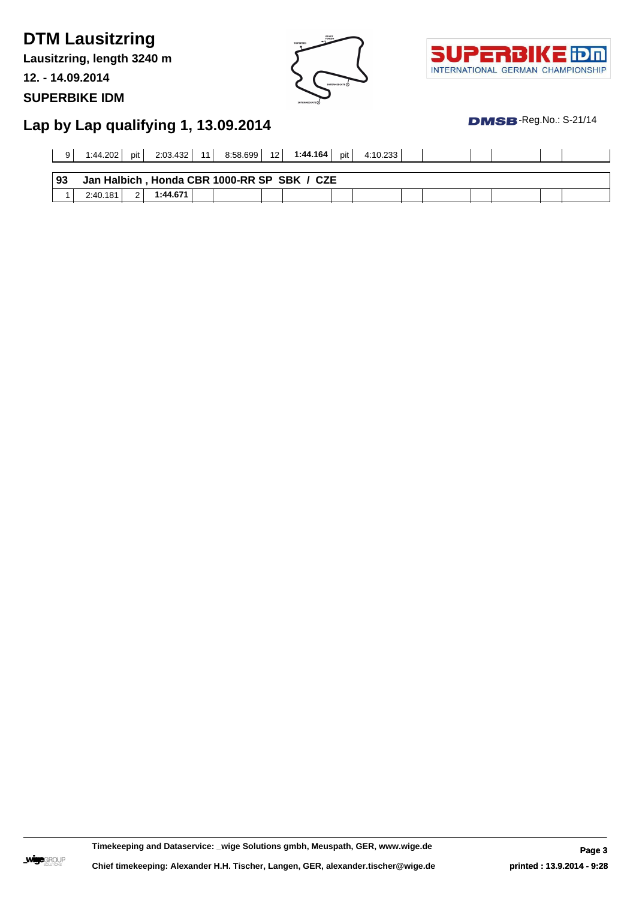# DTM Lausitzring

**Lausitzring, length 3240 m**

**12. - 14.09.2014**

**SUPERBIKE IDM**

## Lap by Lap qualifying 1, 13.09.2014

DMSB-Reg.No.: S-21/14

| | | | | | | | | | | | | | | | |
|---|---|---|---|---|---|---|---|---|---|---|---|---|---|---|---|
| 9 | 1:44.202 | pit | 2:03.432 | 11 | 8:58.699 | 12 | **1:44.164** | pit | 4:10.233 | | | | | | |

**93 Jan Halbich , Honda CBR 1000-RR SP SBK / CZE**

| | | | | | | | | | | | | | | | |
|---|---|---|---|---|---|---|---|---|---|---|---|---|---|---|---|
| 1 | 2:40.181 | 2 | **1:44.671** | | | | | | | | | | | | |

**Timekeeping and Dataservice: _wige Solutions gmbh, Meuspath, GER, www.wige.de**

**Chief timekeeping: Alexander H.H. Tischer, Langen, GER, alexander.tischer@wige.de**

**printed : 13.9.2014 - 9:28**